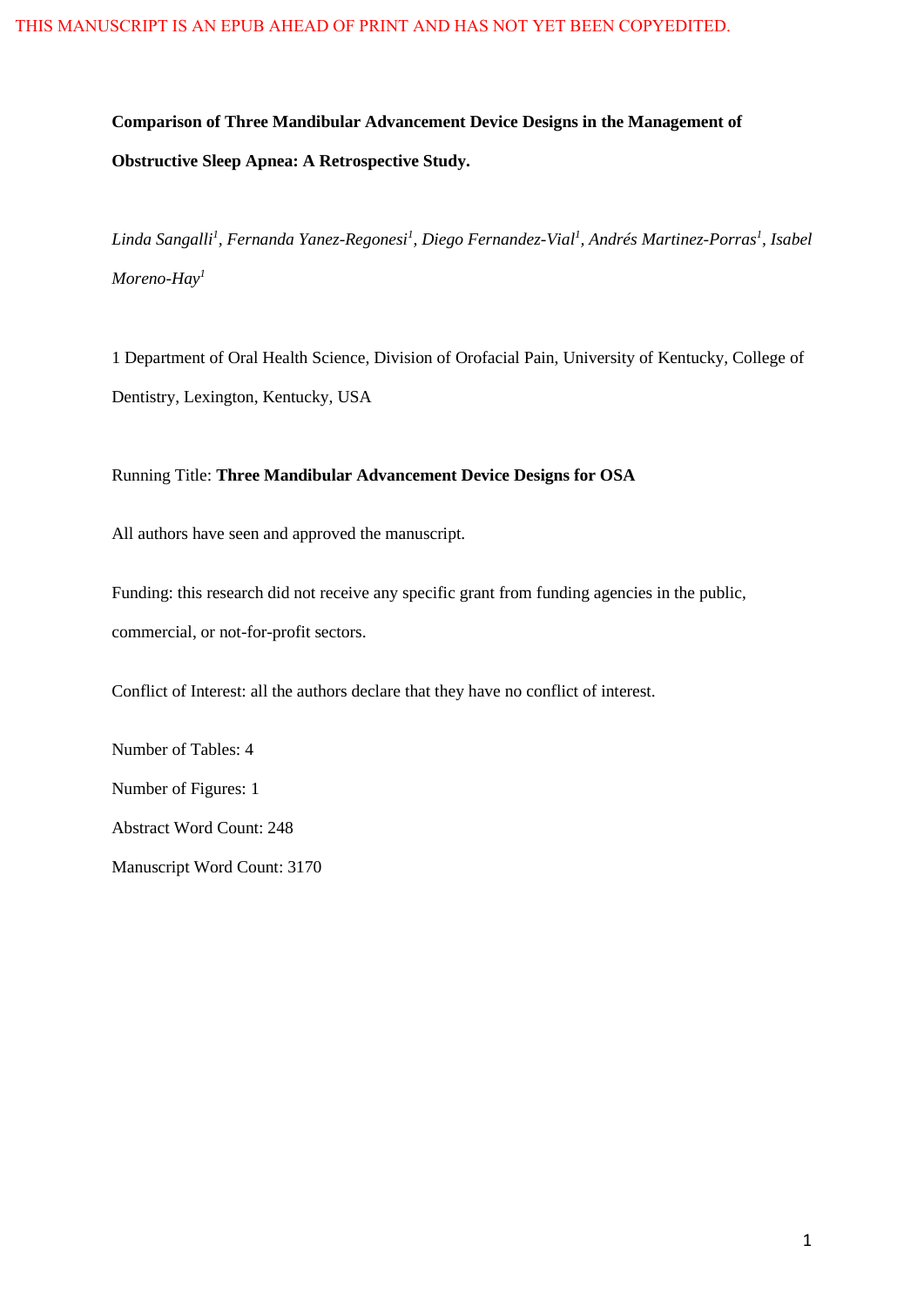THIS MANUSCRIPT IS AN EPUB AHEAD OF PRINT AND HAS NOT YET BEEN COPYEDITED.

**Comparison of Three Mandibular Advancement Device Designs in the Management of Obstructive Sleep Apnea: A Retrospective Study.**

*Linda Sangalli[1], Fernanda Yanez-Regonesi[1], Diego Fernandez-Vial[1], Andrés Martinez-Porras[1], Isabel Moreno-Hay[1]*

1 Department of Oral Health Science, Division of Orofacial Pain, University of Kentucky, College of Dentistry, Lexington, Kentucky, USA

Running Title: **Three Mandibular Advancement Device Designs for OSA**

All authors have seen and approved the manuscript.

Funding: this research did not receive any specific grant from funding agencies in the public, commercial, or not-for-profit sectors.

Conflict of Interest: all the authors declare that they have no conflict of interest.

Number of Tables: 4

Number of Figures: 1

Abstract Word Count: 248

Manuscript Word Count: 3170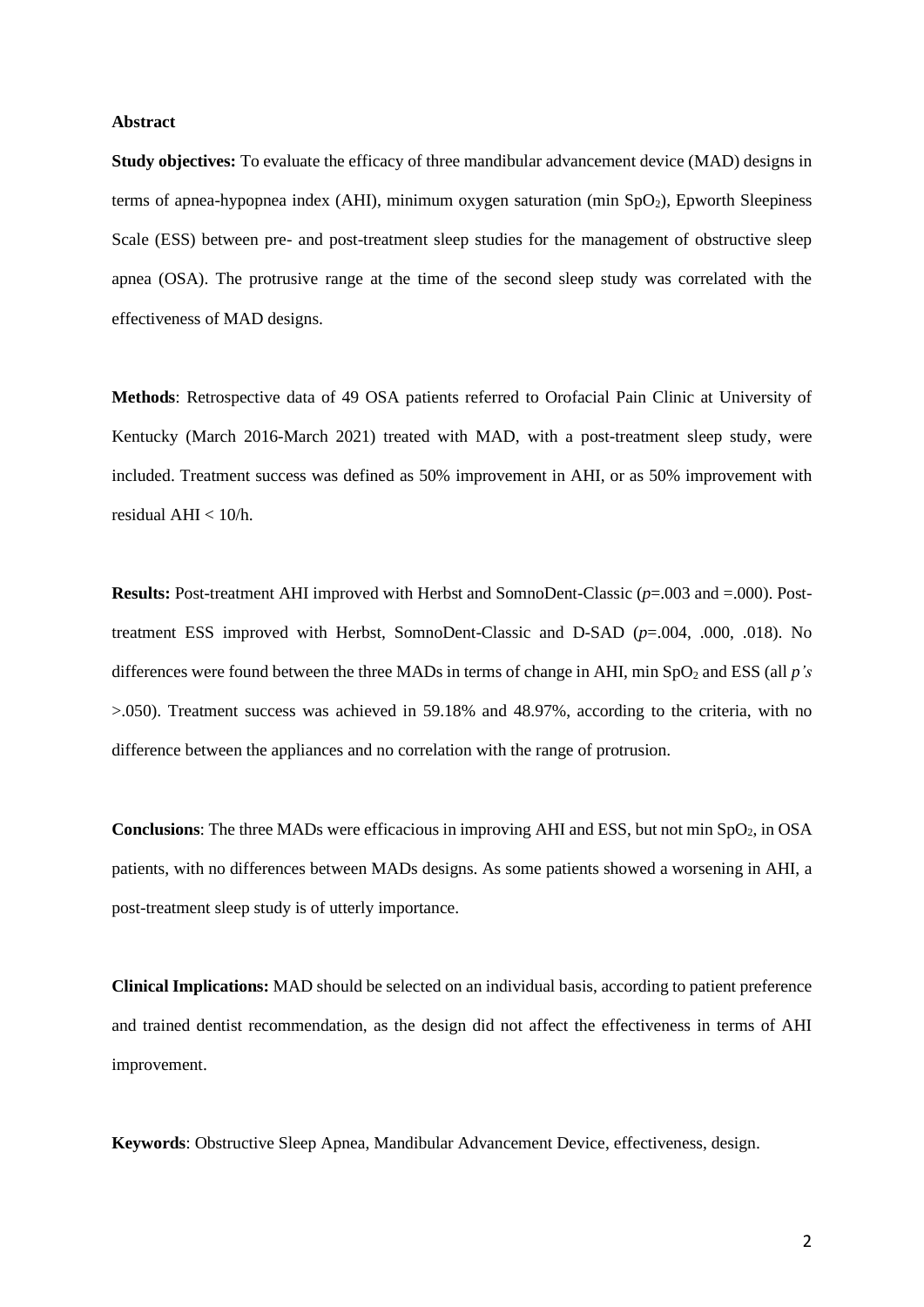**Abstract**

**Study objectives:** To evaluate the efficacy of three mandibular advancement device (MAD) designs in terms of apnea-hypopnea index (AHI), minimum oxygen saturation (min $SpO_2$), Epworth Sleepiness Scale (ESS) between pre- and post-treatment sleep studies for the management of obstructive sleep apnea (OSA). The protrusive range at the time of the second sleep study was correlated with the effectiveness of MAD designs.

**Methods**: Retrospective data of 49 OSA patients referred to Orofacial Pain Clinic at University of Kentucky (March 2016-March 2021) treated with MAD, with a post-treatment sleep study, were included. Treatment success was defined as 50% improvement in AHI, or as 50% improvement with residual AHI < 10/h.

**Results:** Post-treatment AHI improved with Herbst and SomnoDent-Classic ($p$=.003 and =.000). Post-treatment ESS improved with Herbst, SomnoDent-Classic and D-SAD ($p$=.004, .000, .018). No differences were found between the three MADs in terms of change in AHI, min $SpO_2$ and ESS (all *p's* >.050). Treatment success was achieved in 59.18% and 48.97%, according to the criteria, with no difference between the appliances and no correlation with the range of protrusion.

**Conclusions**: The three MADs were efficacious in improving AHI and ESS, but not min $SpO_2$, in OSA patients, with no differences between MADs designs. As some patients showed a worsening in AHI, a post-treatment sleep study is of utterly importance.

**Clinical Implications:** MAD should be selected on an individual basis, according to patient preference and trained dentist recommendation, as the design did not affect the effectiveness in terms of AHI improvement.

**Keywords**: Obstructive Sleep Apnea, Mandibular Advancement Device, effectiveness, design.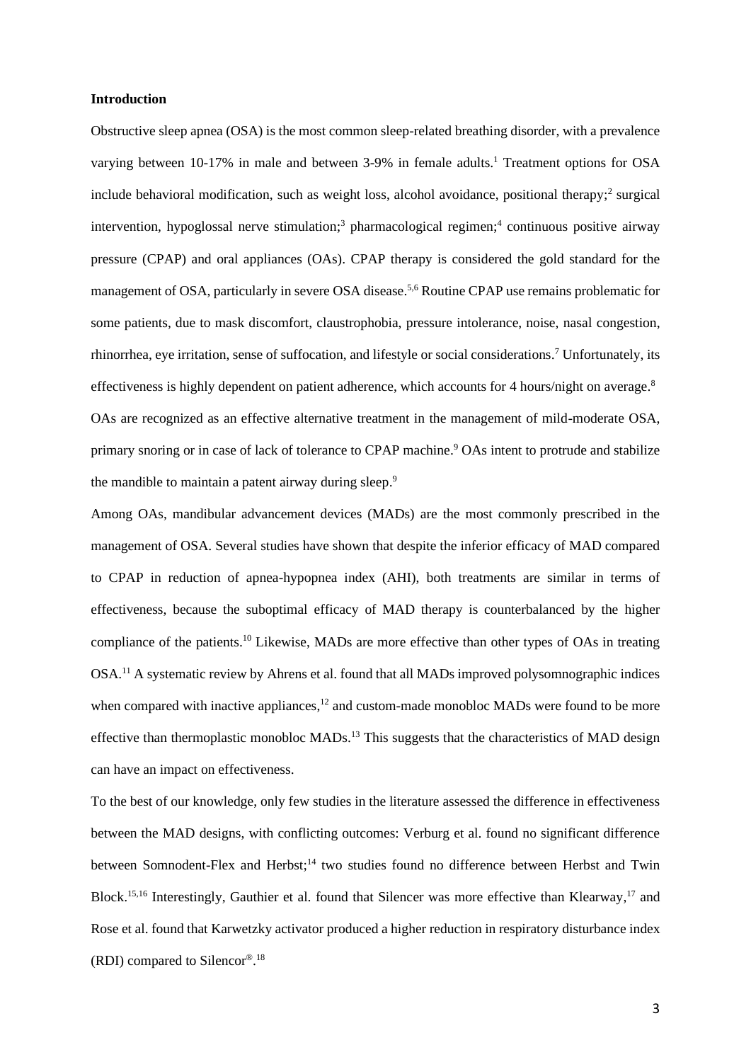## Introduction

Obstructive sleep apnea (OSA) is the most common sleep-related breathing disorder, with a prevalence varying between 10-17% in male and between 3-9% in female adults.[1] Treatment options for OSA include behavioral modification, such as weight loss, alcohol avoidance, positional therapy;[2] surgical intervention, hypoglossal nerve stimulation;[3] pharmacological regimen;[4] continuous positive airway pressure (CPAP) and oral appliances (OAs). CPAP therapy is considered the gold standard for the management of OSA, particularly in severe OSA disease.[5,6] Routine CPAP use remains problematic for some patients, due to mask discomfort, claustrophobia, pressure intolerance, noise, nasal congestion, rhinorrhea, eye irritation, sense of suffocation, and lifestyle or social considerations.[7] Unfortunately, its effectiveness is highly dependent on patient adherence, which accounts for 4 hours/night on average.[8]

OAs are recognized as an effective alternative treatment in the management of mild-moderate OSA, primary snoring or in case of lack of tolerance to CPAP machine.[9] OAs intent to protrude and stabilize the mandible to maintain a patent airway during sleep.[9]

Among OAs, mandibular advancement devices (MADs) are the most commonly prescribed in the management of OSA. Several studies have shown that despite the inferior efficacy of MAD compared to CPAP in reduction of apnea-hypopnea index (AHI), both treatments are similar in terms of effectiveness, because the suboptimal efficacy of MAD therapy is counterbalanced by the higher compliance of the patients.[10] Likewise, MADs are more effective than other types of OAs in treating OSA.[11] A systematic review by Ahrens et al. found that all MADs improved polysomnographic indices when compared with inactive appliances,[12] and custom-made monobloc MADs were found to be more effective than thermoplastic monobloc MADs.[13] This suggests that the characteristics of MAD design can have an impact on effectiveness.

To the best of our knowledge, only few studies in the literature assessed the difference in effectiveness between the MAD designs, with conflicting outcomes: Verburg et al. found no significant difference between Somnodent-Flex and Herbst;[14] two studies found no difference between Herbst and Twin Block.[15,16] Interestingly, Gauthier et al. found that Silencer was more effective than Klearway,[17] and Rose et al. found that Karwetzky activator produced a higher reduction in respiratory disturbance index (RDI) compared to Silencor®.[18]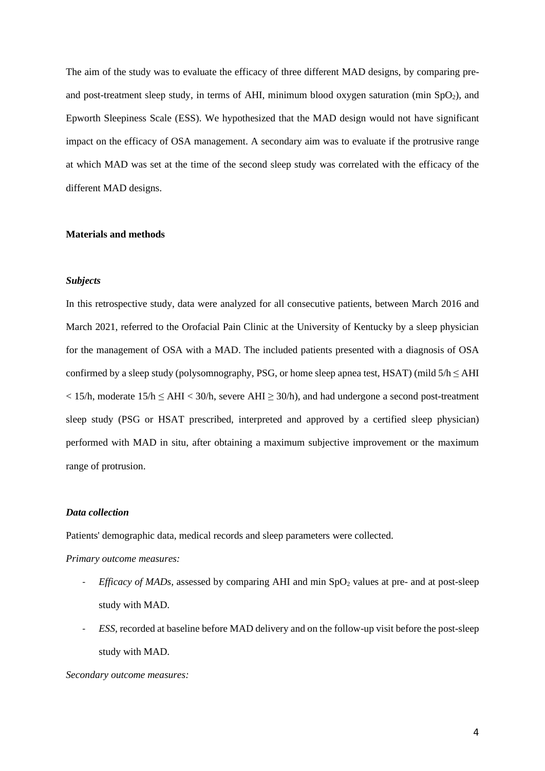The aim of the study was to evaluate the efficacy of three different MAD designs, by comparing pre- and post-treatment sleep study, in terms of AHI, minimum blood oxygen saturation (min $SpO_2$), and Epworth Sleepiness Scale (ESS). We hypothesized that the MAD design would not have significant impact on the efficacy of OSA management. A secondary aim was to evaluate if the protrusive range at which MAD was set at the time of the second sleep study was correlated with the efficacy of the different MAD designs.

## Materials and methods

### *Subjects*

In this retrospective study, data were analyzed for all consecutive patients, between March 2016 and March 2021, referred to the Orofacial Pain Clinic at the University of Kentucky by a sleep physician for the management of OSA with a MAD. The included patients presented with a diagnosis of OSA confirmed by a sleep study (polysomnography, PSG, or home sleep apnea test, HSAT) (mild $5/h \leq AHI < 15/h$, moderate $15/h \leq AHI < 30/h$, severe $AHI \geq 30/h$), and had undergone a second post-treatment sleep study (PSG or HSAT prescribed, interpreted and approved by a certified sleep physician) performed with MAD in situ, after obtaining a maximum subjective improvement or the maximum range of protrusion.

### *Data collection*

Patients' demographic data, medical records and sleep parameters were collected.

*Primary outcome measures:*

- *Efficacy of MADs*, assessed by comparing AHI and min $SpO_2$ values at pre- and at post-sleep study with MAD.
- *ESS*, recorded at baseline before MAD delivery and on the follow-up visit before the post-sleep study with MAD.

*Secondary outcome measures:*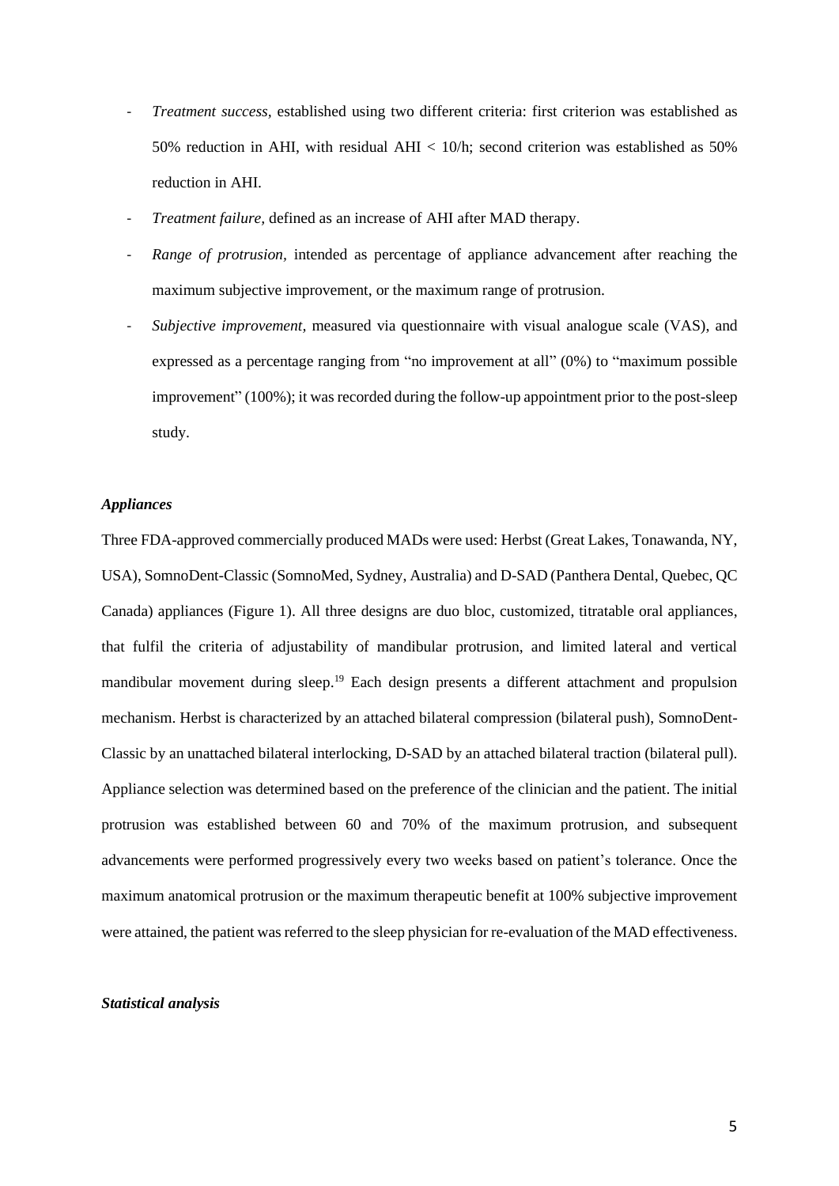- *Treatment success,* established using two different criteria: first criterion was established as 50% reduction in AHI, with residual AHI < 10/h; second criterion was established as 50% reduction in AHI.
- *Treatment failure,* defined as an increase of AHI after MAD therapy.
- *Range of protrusion,* intended as percentage of appliance advancement after reaching the maximum subjective improvement, or the maximum range of protrusion.
- *Subjective improvement,* measured via questionnaire with visual analogue scale (VAS), and expressed as a percentage ranging from "no improvement at all" (0%) to "maximum possible improvement" (100%); it was recorded during the follow-up appointment prior to the post-sleep study.

### *Appliances*

Three FDA-approved commercially produced MADs were used: Herbst (Great Lakes, Tonawanda, NY, USA), SomnoDent-Classic (SomnoMed, Sydney, Australia) and D-SAD (Panthera Dental, Quebec, QC Canada) appliances (Figure 1). All three designs are duo bloc, customized, titratable oral appliances, that fulfil the criteria of adjustability of mandibular protrusion, and limited lateral and vertical mandibular movement during sleep.[19] Each design presents a different attachment and propulsion mechanism. Herbst is characterized by an attached bilateral compression (bilateral push), SomnoDent-Classic by an unattached bilateral interlocking, D-SAD by an attached bilateral traction (bilateral pull). Appliance selection was determined based on the preference of the clinician and the patient. The initial protrusion was established between 60 and 70% of the maximum protrusion, and subsequent advancements were performed progressively every two weeks based on patient's tolerance. Once the maximum anatomical protrusion or the maximum therapeutic benefit at 100% subjective improvement were attained, the patient was referred to the sleep physician for re-evaluation of the MAD effectiveness.

### *Statistical analysis*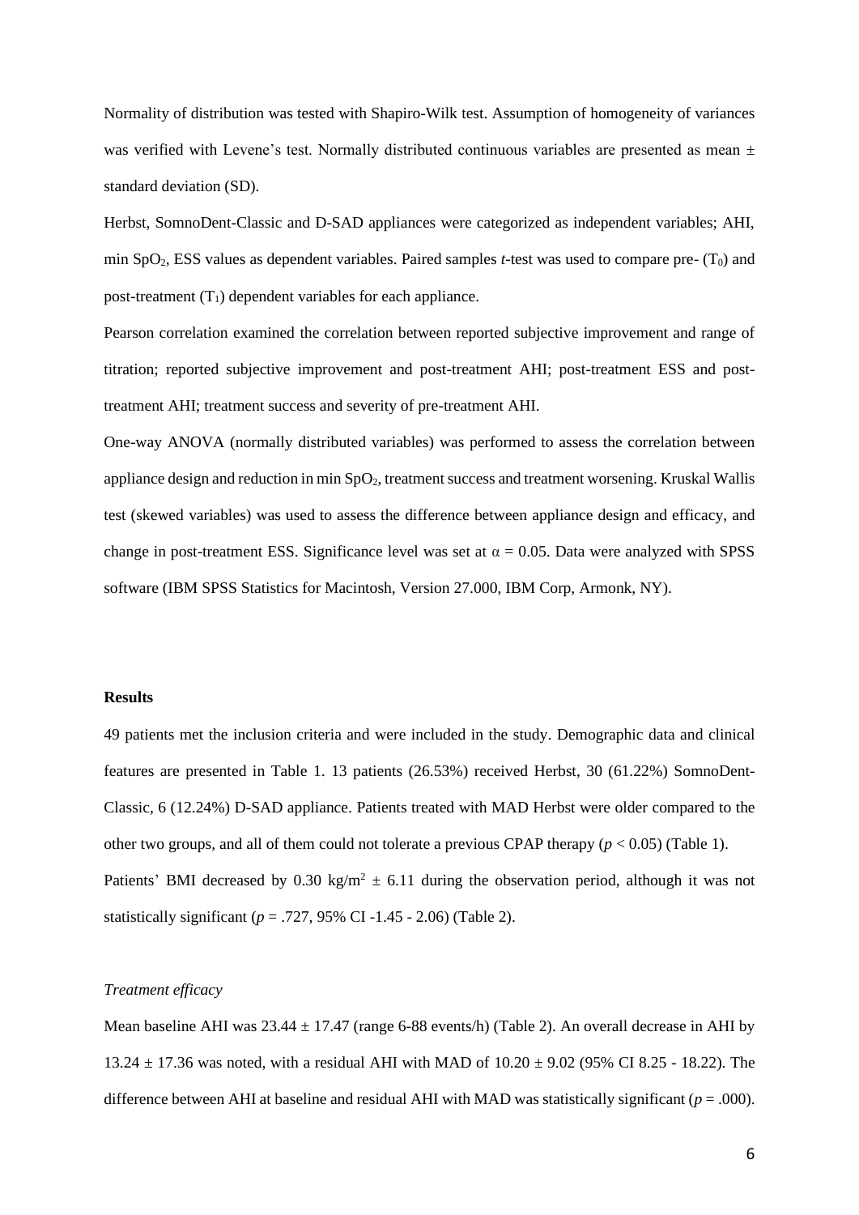Normality of distribution was tested with Shapiro-Wilk test. Assumption of homogeneity of variances was verified with Levene's test. Normally distributed continuous variables are presented as mean ± standard deviation (SD).

Herbst, SomnoDent-Classic and D-SAD appliances were categorized as independent variables; AHI, min $SpO_2$, ESS values as dependent variables. Paired samples *t*-test was used to compare pre- ($T_0$) and post-treatment ($T_1$) dependent variables for each appliance.

Pearson correlation examined the correlation between reported subjective improvement and range of titration; reported subjective improvement and post-treatment AHI; post-treatment ESS and post-treatment AHI; treatment success and severity of pre-treatment AHI.

One-way ANOVA (normally distributed variables) was performed to assess the correlation between appliance design and reduction in min $SpO_2$, treatment success and treatment worsening. Kruskal Wallis test (skewed variables) was used to assess the difference between appliance design and efficacy, and change in post-treatment ESS. Significance level was set at $\alpha = 0.05$. Data were analyzed with SPSS software (IBM SPSS Statistics for Macintosh, Version 27.000, IBM Corp, Armonk, NY).

**Results**

49 patients met the inclusion criteria and were included in the study. Demographic data and clinical features are presented in Table 1. 13 patients (26.53%) received Herbst, 30 (61.22%) SomnoDent-Classic, 6 (12.24%) D-SAD appliance. Patients treated with MAD Herbst were older compared to the other two groups, and all of them could not tolerate a previous CPAP therapy ($p < 0.05$) (Table 1).

Patients' BMI decreased by 0.30 kg/m$^2$ ± 6.11 during the observation period, although it was not statistically significant ($p = .727$, 95% CI -1.45 - 2.06) (Table 2).

*Treatment efficacy*

Mean baseline AHI was 23.44 ± 17.47 (range 6-88 events/h) (Table 2). An overall decrease in AHI by 13.24 ± 17.36 was noted, with a residual AHI with MAD of 10.20 ± 9.02 (95% CI 8.25 - 18.22). The difference between AHI at baseline and residual AHI with MAD was statistically significant ($p = .000$).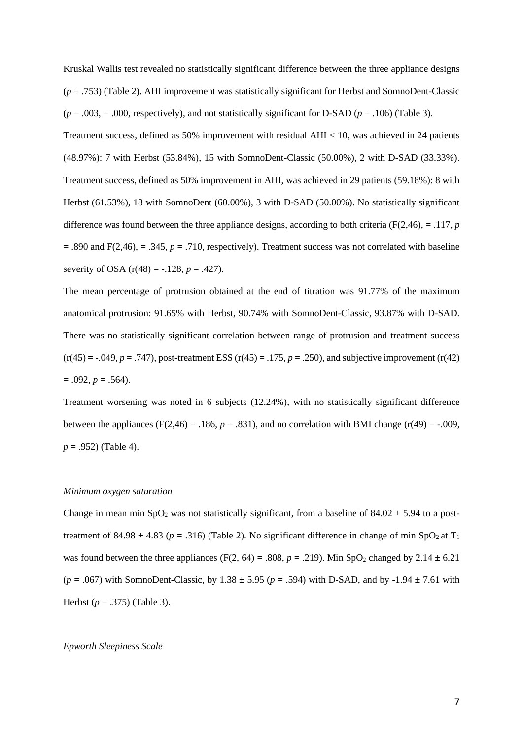Kruskal Wallis test revealed no statistically significant difference between the three appliance designs ($p = .753$) (Table 2). AHI improvement was statistically significant for Herbst and SomnoDent-Classic ($p = .003$, $= .000$, respectively), and not statistically significant for D-SAD ($p = .106$) (Table 3).

Treatment success, defined as 50% improvement with residual AHI < 10, was achieved in 24 patients (48.97%): 7 with Herbst (53.84%), 15 with SomnoDent-Classic (50.00%), 2 with D-SAD (33.33%). Treatment success, defined as 50% improvement in AHI, was achieved in 29 patients (59.18%): 8 with Herbst (61.53%), 18 with SomnoDent (60.00%), 3 with D-SAD (50.00%). No statistically significant difference was found between the three appliance designs, according to both criteria ($F(2,46)$, $= .117$, $p = .890$ and $F(2,46)$, $= .345$, $p = .710$, respectively). Treatment success was not correlated with baseline severity of OSA ($r(48) = -.128$, $p = .427$).

The mean percentage of protrusion obtained at the end of titration was 91.77% of the maximum anatomical protrusion: 91.65% with Herbst, 90.74% with SomnoDent-Classic, 93.87% with D-SAD. There was no statistically significant correlation between range of protrusion and treatment success ($r(45) = -.049$, $p = .747$), post-treatment ESS ($r(45) = .175$, $p = .250$), and subjective improvement ($r(42) = .092$, $p = .564$).

Treatment worsening was noted in 6 subjects (12.24%), with no statistically significant difference between the appliances ($F(2,46) = .186$, $p = .831$), and no correlation with BMI change ($r(49) = -.009$, $p = .952$) (Table 4).

*Minimum oxygen saturation*

Change in mean min $SpO_2$ was not statistically significant, from a baseline of $84.02 \pm 5.94$ to a post-treatment of $84.98 \pm 4.83$ ($p = .316$) (Table 2). No significant difference in change of min $SpO_2$ at $T_1$ was found between the three appliances ($F(2, 64) = .808$, $p = .219$). Min $SpO_2$ changed by $2.14 \pm 6.21$ ($p = .067$) with SomnoDent-Classic, by $1.38 \pm 5.95$ ($p = .594$) with D-SAD, and by $-1.94 \pm 7.61$ with Herbst ($p = .375$) (Table 3).

*Epworth Sleepiness Scale*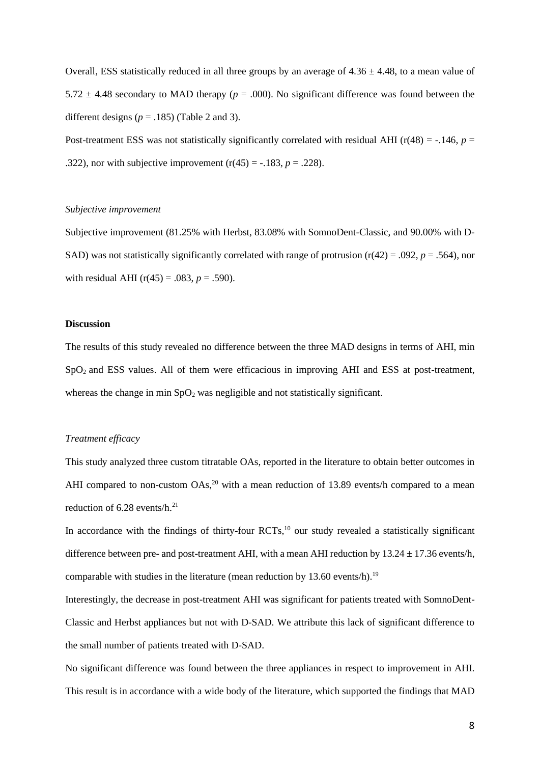Overall, ESS statistically reduced in all three groups by an average of $4.36 \pm 4.48$, to a mean value of $5.72 \pm 4.48$ secondary to MAD therapy ($p = .000$). No significant difference was found between the different designs ($p = .185$) (Table 2 and 3).

Post-treatment ESS was not statistically significantly correlated with residual AHI ($r(48) = -.146$, $p = .322$), nor with subjective improvement ($r(45) = -.183$, $p = .228$).

*Subjective improvement*

Subjective improvement (81.25% with Herbst, 83.08% with SomnoDent-Classic, and 90.00% with D-SAD) was not statistically significantly correlated with range of protrusion ($r(42) = .092$, $p = .564$), nor with residual AHI ($r(45) = .083$, $p = .590$).

**Discussion**

The results of this study revealed no difference between the three MAD designs in terms of AHI, min $SpO_2$ and ESS values. All of them were efficacious in improving AHI and ESS at post-treatment, whereas the change in min $SpO_2$ was negligible and not statistically significant.

*Treatment efficacy*

This study analyzed three custom titratable OAs, reported in the literature to obtain better outcomes in AHI compared to non-custom OAs,[20] with a mean reduction of 13.89 events/h compared to a mean reduction of 6.28 events/h.[21]

In accordance with the findings of thirty-four RCTs,[10] our study revealed a statistically significant difference between pre- and post-treatment AHI, with a mean AHI reduction by $13.24 \pm 17.36$ events/h, comparable with studies in the literature (mean reduction by 13.60 events/h).[19]

Interestingly, the decrease in post-treatment AHI was significant for patients treated with SomnoDent-Classic and Herbst appliances but not with D-SAD. We attribute this lack of significant difference to the small number of patients treated with D-SAD.

No significant difference was found between the three appliances in respect to improvement in AHI. This result is in accordance with a wide body of the literature, which supported the findings that MAD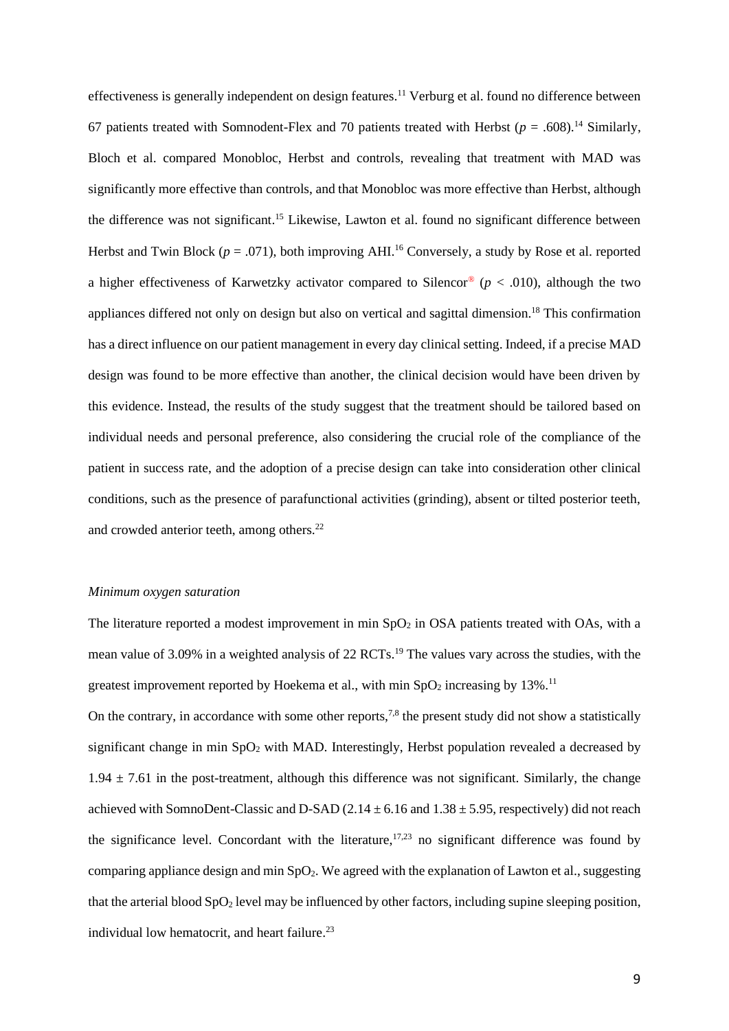effectiveness is generally independent on design features.[11] Verburg et al. found no difference between 67 patients treated with Somnodent-Flex and 70 patients treated with Herbst ($p$ = .608).[14] Similarly, Bloch et al. compared Monobloc, Herbst and controls, revealing that treatment with MAD was significantly more effective than controls, and that Monobloc was more effective than Herbst, although the difference was not significant.[15] Likewise, Lawton et al. found no significant difference between Herbst and Twin Block ($p$ = .071), both improving AHI.[16] Conversely, a study by Rose et al. reported a higher effectiveness of Karwetzky activator compared to Silencor® ($p$ < .010), although the two appliances differed not only on design but also on vertical and sagittal dimension.[18] This confirmation has a direct influence on our patient management in every day clinical setting. Indeed, if a precise MAD design was found to be more effective than another, the clinical decision would have been driven by this evidence. Instead, the results of the study suggest that the treatment should be tailored based on individual needs and personal preference, also considering the crucial role of the compliance of the patient in success rate, and the adoption of a precise design can take into consideration other clinical conditions, such as the presence of parafunctional activities (grinding), absent or tilted posterior teeth, and crowded anterior teeth, among others.[22]

*Minimum oxygen saturation*

The literature reported a modest improvement in min $SpO_2$ in OSA patients treated with OAs, with a mean value of 3.09% in a weighted analysis of 22 RCTs.[19] The values vary across the studies, with the greatest improvement reported by Hoekema et al., with min $SpO_2$ increasing by 13%.[11]

On the contrary, in accordance with some other reports,[7,8] the present study did not show a statistically significant change in min $SpO_2$ with MAD. Interestingly, Herbst population revealed a decreased by $1.94 \pm 7.61$ in the post-treatment, although this difference was not significant. Similarly, the change achieved with SomnoDent-Classic and D-SAD ($2.14 \pm 6.16$ and $1.38 \pm 5.95$, respectively) did not reach the significance level. Concordant with the literature,[17,23] no significant difference was found by comparing appliance design and min $SpO_2$. We agreed with the explanation of Lawton et al., suggesting that the arterial blood $SpO_2$ level may be influenced by other factors, including supine sleeping position, individual low hematocrit, and heart failure.[23]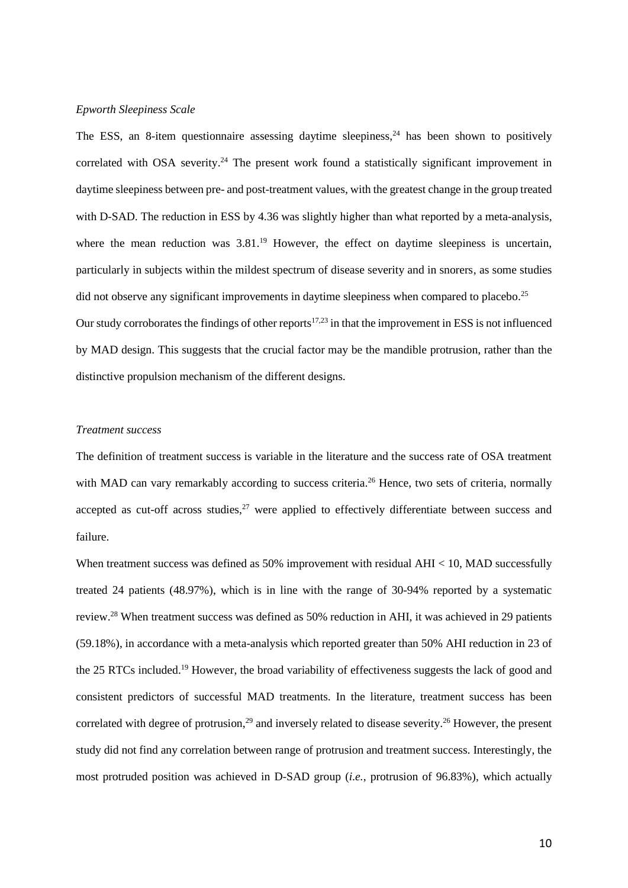*Epworth Sleepiness Scale*

The ESS, an 8-item questionnaire assessing daytime sleepiness,[24] has been shown to positively correlated with OSA severity.[24] The present work found a statistically significant improvement in daytime sleepiness between pre- and post-treatment values, with the greatest change in the group treated with D-SAD. The reduction in ESS by 4.36 was slightly higher than what reported by a meta-analysis, where the mean reduction was 3.81.[19] However, the effect on daytime sleepiness is uncertain, particularly in subjects within the mildest spectrum of disease severity and in snorers, as some studies did not observe any significant improvements in daytime sleepiness when compared to placebo.[25]

Our study corroborates the findings of other reports[17,23] in that the improvement in ESS is not influenced by MAD design. This suggests that the crucial factor may be the mandible protrusion, rather than the distinctive propulsion mechanism of the different designs.

*Treatment success*

The definition of treatment success is variable in the literature and the success rate of OSA treatment with MAD can vary remarkably according to success criteria.[26] Hence, two sets of criteria, normally accepted as cut-off across studies,[27] were applied to effectively differentiate between success and failure.

When treatment success was defined as 50% improvement with residual AHI < 10, MAD successfully treated 24 patients (48.97%), which is in line with the range of 30-94% reported by a systematic review.[28] When treatment success was defined as 50% reduction in AHI, it was achieved in 29 patients (59.18%), in accordance with a meta-analysis which reported greater than 50% AHI reduction in 23 of the 25 RTCs included.[19] However, the broad variability of effectiveness suggests the lack of good and consistent predictors of successful MAD treatments. In the literature, treatment success has been correlated with degree of protrusion,[29] and inversely related to disease severity.[26] However, the present study did not find any correlation between range of protrusion and treatment success. Interestingly, the most protruded position was achieved in D-SAD group (*i.e.*, protrusion of 96.83%), which actually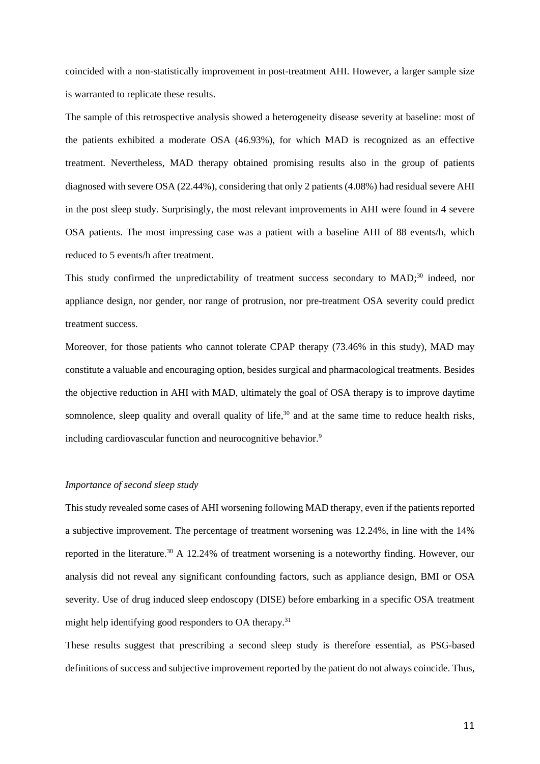coincided with a non-statistically improvement in post-treatment AHI. However, a larger sample size is warranted to replicate these results.

The sample of this retrospective analysis showed a heterogeneity disease severity at baseline: most of the patients exhibited a moderate OSA (46.93%), for which MAD is recognized as an effective treatment. Nevertheless, MAD therapy obtained promising results also in the group of patients diagnosed with severe OSA (22.44%), considering that only 2 patients (4.08%) had residual severe AHI in the post sleep study. Surprisingly, the most relevant improvements in AHI were found in 4 severe OSA patients. The most impressing case was a patient with a baseline AHI of 88 events/h, which reduced to 5 events/h after treatment.

This study confirmed the unpredictability of treatment success secondary to MAD;[30] indeed, nor appliance design, nor gender, nor range of protrusion, nor pre-treatment OSA severity could predict treatment success.

Moreover, for those patients who cannot tolerate CPAP therapy (73.46% in this study), MAD may constitute a valuable and encouraging option, besides surgical and pharmacological treatments. Besides the objective reduction in AHI with MAD, ultimately the goal of OSA therapy is to improve daytime somnolence, sleep quality and overall quality of life,[30] and at the same time to reduce health risks, including cardiovascular function and neurocognitive behavior.[9]

*Importance of second sleep study*

This study revealed some cases of AHI worsening following MAD therapy, even if the patients reported a subjective improvement. The percentage of treatment worsening was 12.24%, in line with the 14% reported in the literature.[30] A 12.24% of treatment worsening is a noteworthy finding. However, our analysis did not reveal any significant confounding factors, such as appliance design, BMI or OSA severity. Use of drug induced sleep endoscopy (DISE) before embarking in a specific OSA treatment might help identifying good responders to OA therapy.[31]

These results suggest that prescribing a second sleep study is therefore essential, as PSG-based definitions of success and subjective improvement reported by the patient do not always coincide. Thus,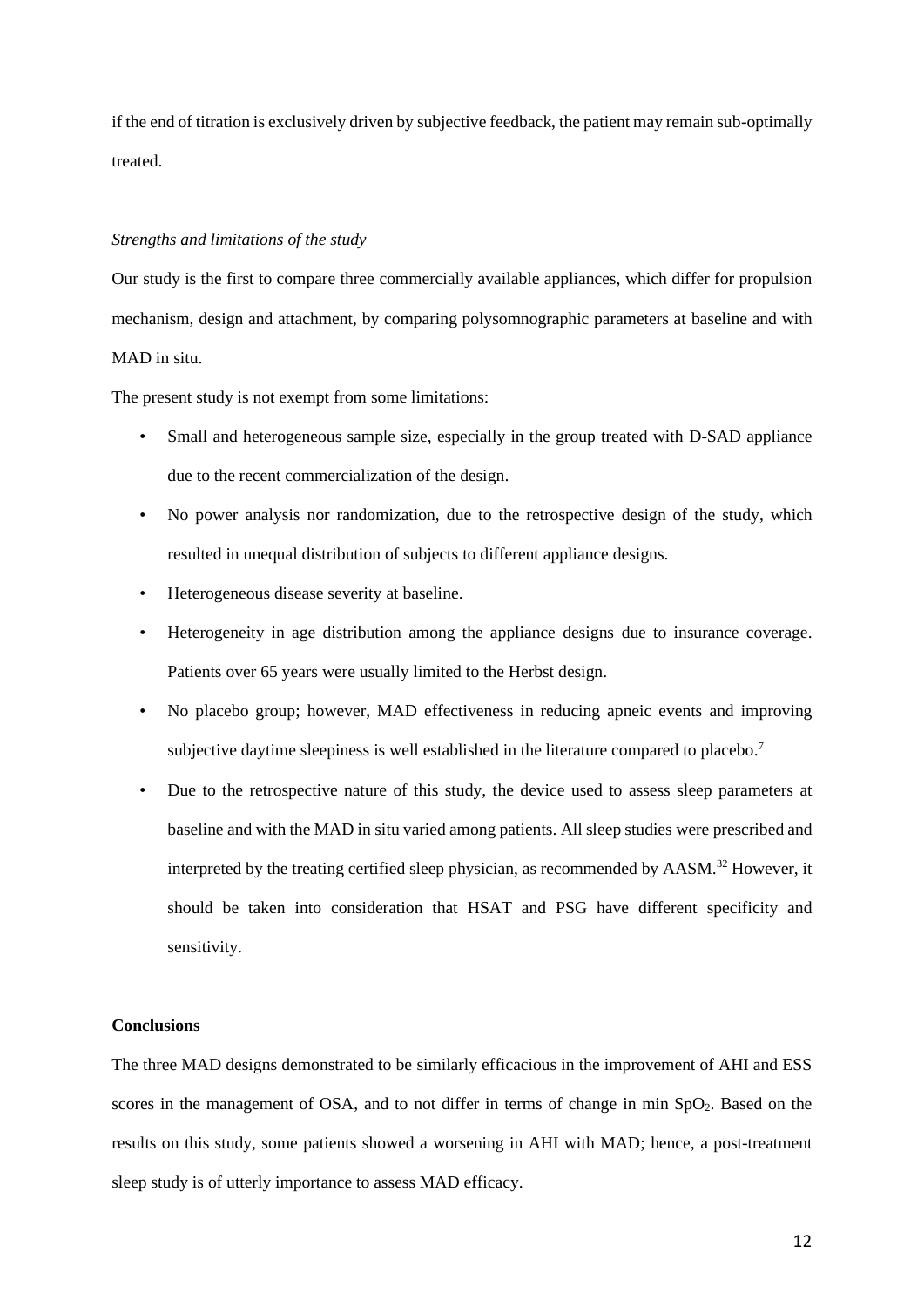if the end of titration is exclusively driven by subjective feedback, the patient may remain sub-optimally treated.

*Strengths and limitations of the study*

Our study is the first to compare three commercially available appliances, which differ for propulsion mechanism, design and attachment, by comparing polysomnographic parameters at baseline and with MAD in situ.

The present study is not exempt from some limitations:

- Small and heterogeneous sample size, especially in the group treated with D-SAD appliance due to the recent commercialization of the design.
- No power analysis nor randomization, due to the retrospective design of the study, which resulted in unequal distribution of subjects to different appliance designs.
- Heterogeneous disease severity at baseline.
- Heterogeneity in age distribution among the appliance designs due to insurance coverage. Patients over 65 years were usually limited to the Herbst design.
- No placebo group; however, MAD effectiveness in reducing apneic events and improving subjective daytime sleepiness is well established in the literature compared to placebo.[7]
- Due to the retrospective nature of this study, the device used to assess sleep parameters at baseline and with the MAD in situ varied among patients. All sleep studies were prescribed and interpreted by the treating certified sleep physician, as recommended by AASM.[32] However, it should be taken into consideration that HSAT and PSG have different specificity and sensitivity.

**Conclusions**

The three MAD designs demonstrated to be similarly efficacious in the improvement of AHI and ESS scores in the management of OSA, and to not differ in terms of change in min $SpO_2$. Based on the results on this study, some patients showed a worsening in AHI with MAD; hence, a post-treatment sleep study is of utterly importance to assess MAD efficacy.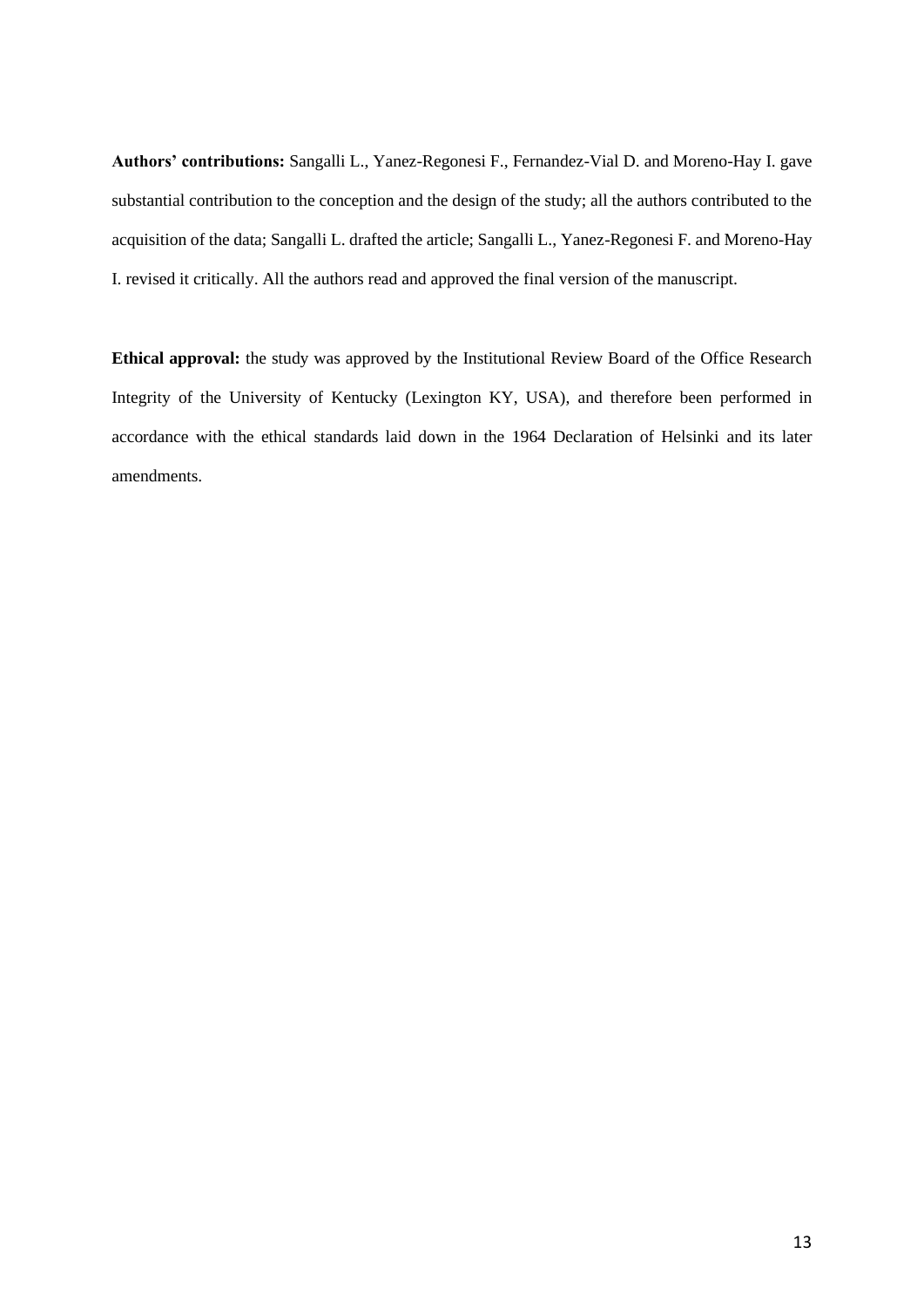**Authors' contributions:** Sangalli L., Yanez-Regonesi F., Fernandez-Vial D. and Moreno-Hay I. gave substantial contribution to the conception and the design of the study; all the authors contributed to the acquisition of the data; Sangalli L. drafted the article; Sangalli L., Yanez-Regonesi F. and Moreno-Hay I. revised it critically. All the authors read and approved the final version of the manuscript.

**Ethical approval:** the study was approved by the Institutional Review Board of the Office Research Integrity of the University of Kentucky (Lexington KY, USA), and therefore been performed in accordance with the ethical standards laid down in the 1964 Declaration of Helsinki and its later amendments.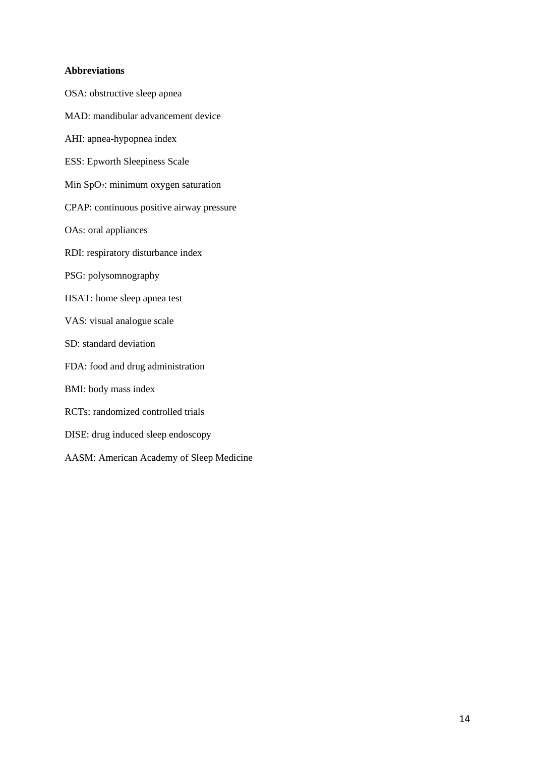**Abbreviations**

OSA: obstructive sleep apnea

MAD: mandibular advancement device

AHI: apnea-hypopnea index

ESS: Epworth Sleepiness Scale

Min $SpO_2$: minimum oxygen saturation

CPAP: continuous positive airway pressure

OAs: oral appliances

RDI: respiratory disturbance index

PSG: polysomnography

HSAT: home sleep apnea test

VAS: visual analogue scale

SD: standard deviation

FDA: food and drug administration

BMI: body mass index

RCTs: randomized controlled trials

DISE: drug induced sleep endoscopy

AASM: American Academy of Sleep Medicine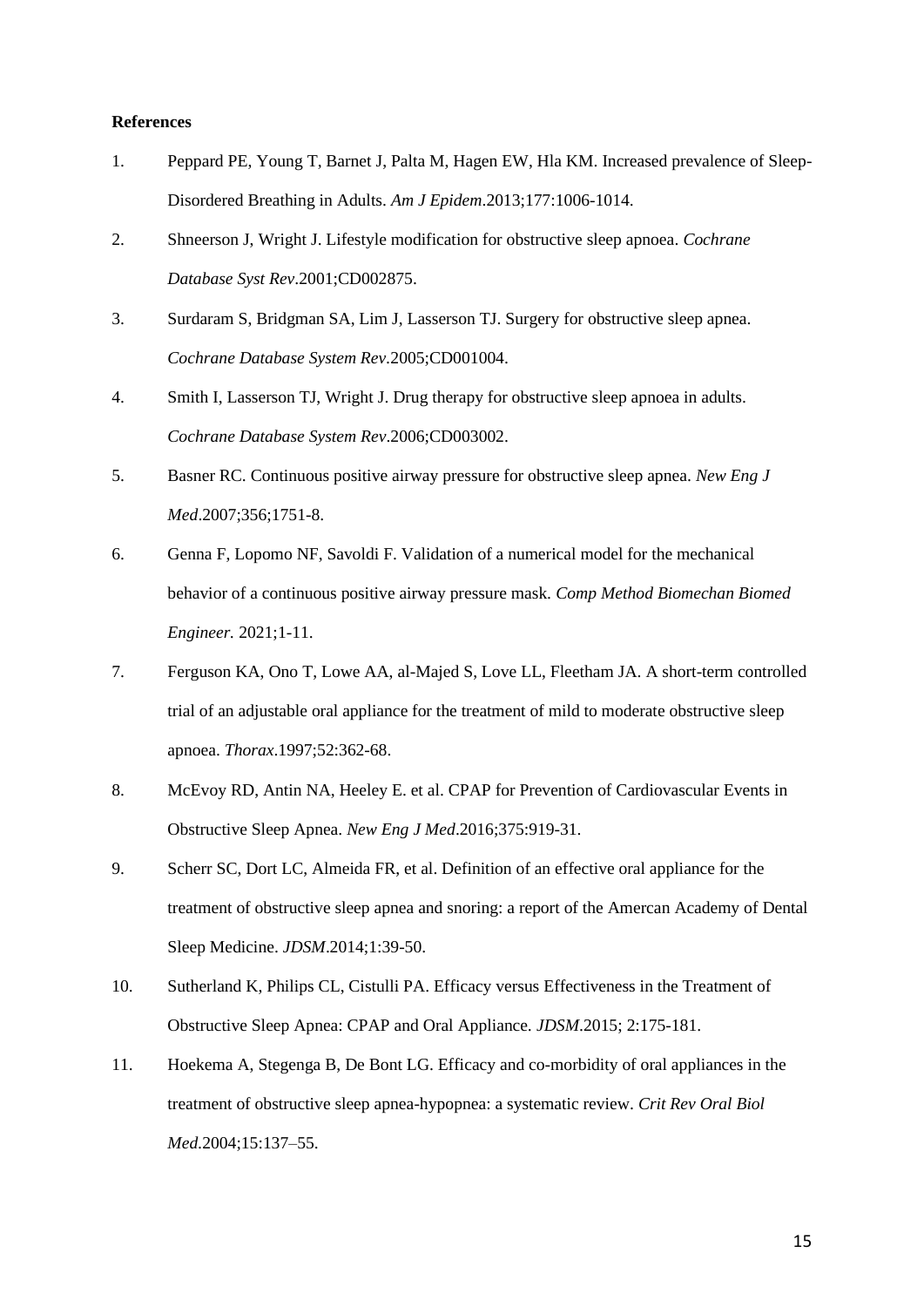**References**

1. Peppard PE, Young T, Barnet J, Palta M, Hagen EW, Hla KM. Increased prevalence of Sleep-Disordered Breathing in Adults. *Am J Epidem*.2013;177:1006-1014.
2. Shneerson J, Wright J. Lifestyle modification for obstructive sleep apnoea. *Cochrane Database Syst Rev*.2001;CD002875.
3. Surdaram S, Bridgman SA, Lim J, Lasserson TJ. Surgery for obstructive sleep apnea. *Cochrane Database System Rev*.2005;CD001004.
4. Smith I, Lasserson TJ, Wright J. Drug therapy for obstructive sleep apnoea in adults. *Cochrane Database System Rev*.2006;CD003002.
5. Basner RC. Continuous positive airway pressure for obstructive sleep apnea. *New Eng J Med*.2007;356;1751-8.
6. Genna F, Lopomo NF, Savoldi F. Validation of a numerical model for the mechanical behavior of a continuous positive airway pressure mask. *Comp Method Biomechan Biomed Engineer.* 2021;1-11.
7. Ferguson KA, Ono T, Lowe AA, al-Majed S, Love LL, Fleetham JA. A short-term controlled trial of an adjustable oral appliance for the treatment of mild to moderate obstructive sleep apnoea. *Thorax*.1997;52:362-68.
8. McEvoy RD, Antin NA, Heeley E. et al. CPAP for Prevention of Cardiovascular Events in Obstructive Sleep Apnea. *New Eng J Med*.2016;375:919-31.
9. Scherr SC, Dort LC, Almeida FR, et al. Definition of an effective oral appliance for the treatment of obstructive sleep apnea and snoring: a report of the Amercan Academy of Dental Sleep Medicine. *JDSM*.2014;1:39-50.
10. Sutherland K, Philips CL, Cistulli PA. Efficacy versus Effectiveness in the Treatment of Obstructive Sleep Apnea: CPAP and Oral Appliance. *JDSM*.2015; 2:175-181.
11. Hoekema A, Stegenga B, De Bont LG. Efficacy and co-morbidity of oral appliances in the treatment of obstructive sleep apnea-hypopnea: a systematic review. *Crit Rev Oral Biol Med*.2004;15:137–55.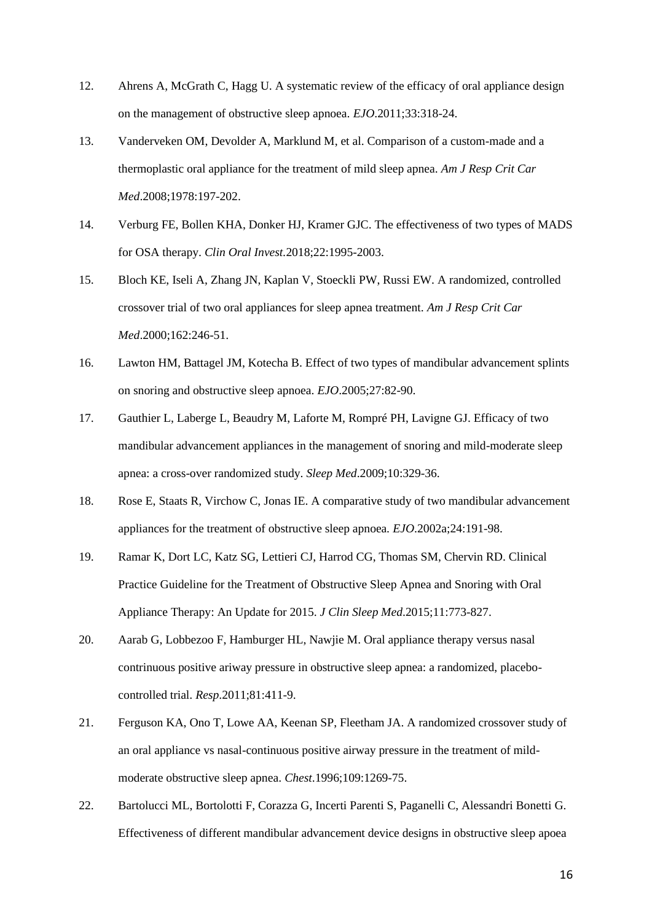12. Ahrens A, McGrath C, Hagg U. A systematic review of the efficacy of oral appliance design on the management of obstructive sleep apnoea. *EJO*.2011;33:318-24.

13. Vanderveken OM, Devolder A, Marklund M, et al. Comparison of a custom-made and a thermoplastic oral appliance for the treatment of mild sleep apnea. *Am J Resp Crit Car Med*.2008;1978:197-202.

14. Verburg FE, Bollen KHA, Donker HJ, Kramer GJC. The effectiveness of two types of MADS for OSA therapy. *Clin Oral Invest*.2018;22:1995-2003.

15. Bloch KE, Iseli A, Zhang JN, Kaplan V, Stoeckli PW, Russi EW. A randomized, controlled crossover trial of two oral appliances for sleep apnea treatment. *Am J Resp Crit Car Med*.2000;162:246-51.

16. Lawton HM, Battagel JM, Kotecha B. Effect of two types of mandibular advancement splints on snoring and obstructive sleep apnoea. *EJO*.2005;27:82-90.

17. Gauthier L, Laberge L, Beaudry M, Laforte M, Rompré PH, Lavigne GJ. Efficacy of two mandibular advancement appliances in the management of snoring and mild-moderate sleep apnea: a cross-over randomized study. *Sleep Med*.2009;10:329-36.

18. Rose E, Staats R, Virchow C, Jonas IE. A comparative study of two mandibular advancement appliances for the treatment of obstructive sleep apnoea. *EJO*.2002a;24:191-98.

19. Ramar K, Dort LC, Katz SG, Lettieri CJ, Harrod CG, Thomas SM, Chervin RD. Clinical Practice Guideline for the Treatment of Obstructive Sleep Apnea and Snoring with Oral Appliance Therapy: An Update for 2015. *J Clin Sleep Med*.2015;11:773-827.

20. Aarab G, Lobbezoo F, Hamburger HL, Nawjie M. Oral appliance therapy versus nasal contrinuous positive ariway pressure in obstructive sleep apnea: a randomized, placebo-controlled trial. *Resp*.2011;81:411-9.

21. Ferguson KA, Ono T, Lowe AA, Keenan SP, Fleetham JA. A randomized crossover study of an oral appliance vs nasal-continuous positive airway pressure in the treatment of mild-moderate obstructive sleep apnea. *Chest*.1996;109:1269-75.

22. Bartolucci ML, Bortolotti F, Corazza G, Incerti Parenti S, Paganelli C, Alessandri Bonetti G. Effectiveness of different mandibular advancement device designs in obstructive sleep apoea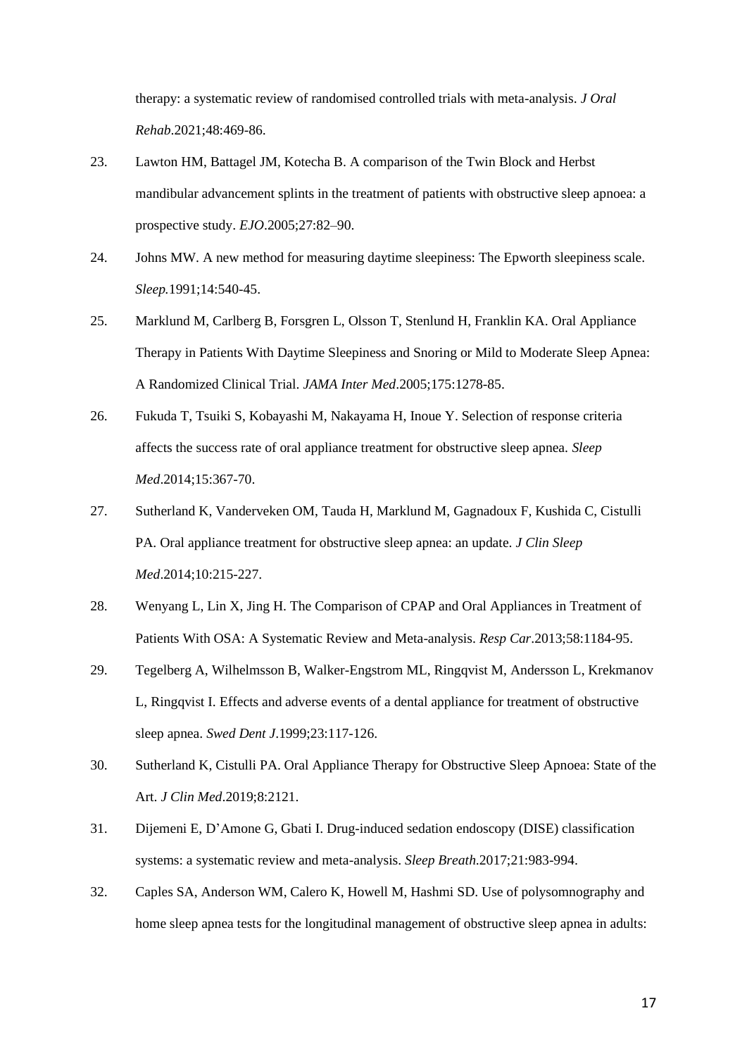therapy: a systematic review of randomised controlled trials with meta-analysis. *J Oral Rehab*.2021;48:469-86.

23. Lawton HM, Battagel JM, Kotecha B. A comparison of the Twin Block and Herbst mandibular advancement splints in the treatment of patients with obstructive sleep apnoea: a prospective study. *EJO*.2005;27:82–90.

24. Johns MW. A new method for measuring daytime sleepiness: The Epworth sleepiness scale. *Sleep.*1991;14:540-45.

25. Marklund M, Carlberg B, Forsgren L, Olsson T, Stenlund H, Franklin KA. Oral Appliance Therapy in Patients With Daytime Sleepiness and Snoring or Mild to Moderate Sleep Apnea: A Randomized Clinical Trial. *JAMA Inter Med*.2005;175:1278-85.

26. Fukuda T, Tsuiki S, Kobayashi M, Nakayama H, Inoue Y. Selection of response criteria affects the success rate of oral appliance treatment for obstructive sleep apnea. *Sleep Med*.2014;15:367-70.

27. Sutherland K, Vanderveken OM, Tauda H, Marklund M, Gagnadoux F, Kushida C, Cistulli PA. Oral appliance treatment for obstructive sleep apnea: an update. *J Clin Sleep Med*.2014;10:215-227.

28. Wenyang L, Lin X, Jing H. The Comparison of CPAP and Oral Appliances in Treatment of Patients With OSA: A Systematic Review and Meta-analysis. *Resp Car*.2013;58:1184-95.

29. Tegelberg A, Wilhelmsson B, Walker-Engstrom ML, Ringqvist M, Andersson L, Krekmanov L, Ringqvist I. Effects and adverse events of a dental appliance for treatment of obstructive sleep apnea. *Swed Dent J*.1999;23:117-126.

30. Sutherland K, Cistulli PA. Oral Appliance Therapy for Obstructive Sleep Apnoea: State of the Art. *J Clin Med*.2019;8:2121.

31. Dijemeni E, D'Amone G, Gbati I. Drug-induced sedation endoscopy (DISE) classification systems: a systematic review and meta-analysis. *Sleep Breath*.2017;21:983-994.

32. Caples SA, Anderson WM, Calero K, Howell M, Hashmi SD. Use of polysomnography and home sleep apnea tests for the longitudinal management of obstructive sleep apnea in adults: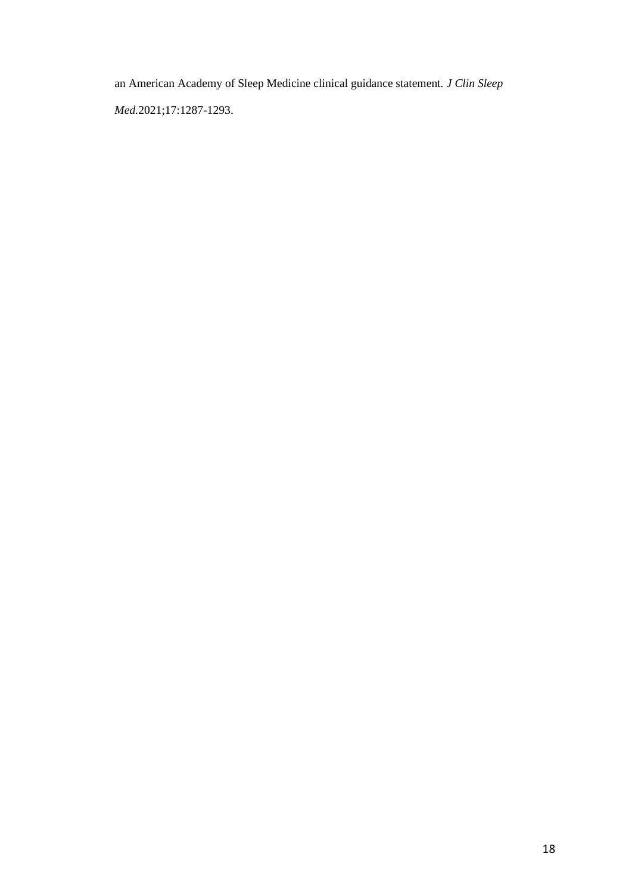an American Academy of Sleep Medicine clinical guidance statement. *J Clin Sleep Med.*2021;17:1287-1293.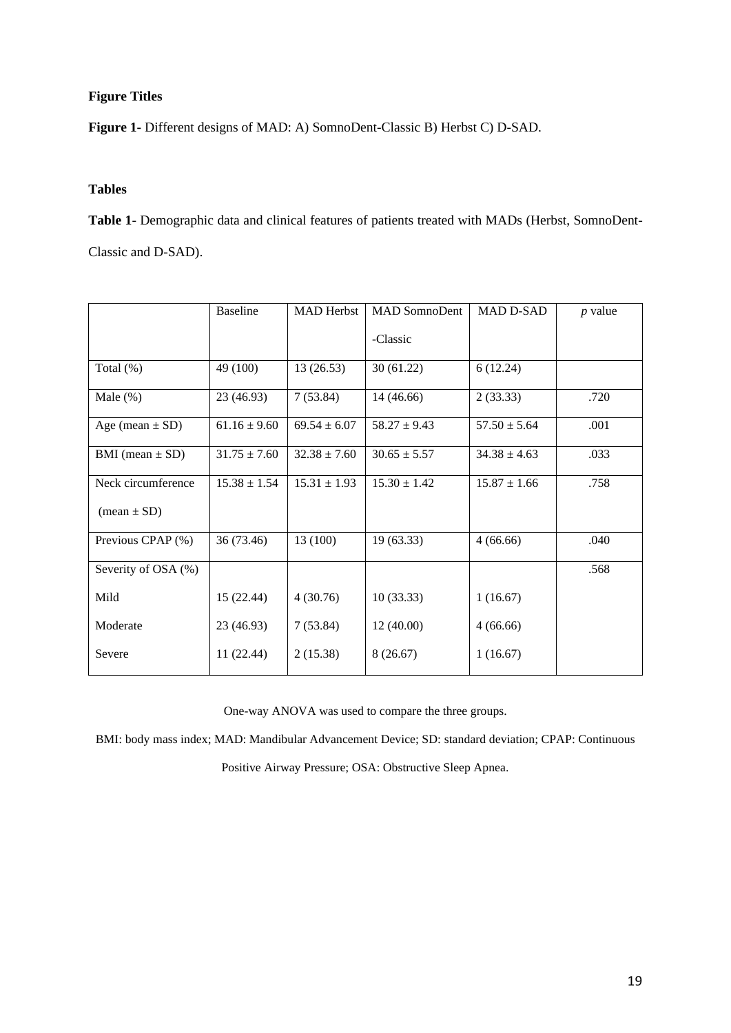**Figure Titles**

**Figure 1-** Different designs of MAD: A) SomnoDent-Classic B) Herbst C) D-SAD.

**Tables**

**Table 1**- Demographic data and clinical features of patients treated with MADs (Herbst, SomnoDent-Classic and D-SAD).

| | Baseline | MAD Herbst | MAD SomnoDent -Classic | MAD D-SAD | *p* value |
|---|---|---|---|---|---|
| Total (%) | 49 (100) | 13 (26.53) | 30 (61.22) | 6 (12.24) | |
| Male (%) | 23 (46.93) | 7 (53.84) | 14 (46.66) | 2 (33.33) | .720 |
| Age (mean ± SD) | 61.16 ± 9.60 | 69.54 ± 6.07 | 58.27 ± 9.43 | 57.50 ± 5.64 | .001 |
| BMI (mean ± SD) | 31.75 ± 7.60 | 32.38 ± 7.60 | 30.65 ± 5.57 | 34.38 ± 4.63 | .033 |
| Neck circumference (mean ± SD) | 15.38 ± 1.54 | 15.31 ± 1.93 | 15.30 ± 1.42 | 15.87 ± 1.66 | .758 |
| Previous CPAP (%) | 36 (73.46) | 13 (100) | 19 (63.33) | 4 (66.66) | .040 |
| Severity of OSA (%) | | | | | .568 |
| Mild | 15 (22.44) | 4 (30.76) | 10 (33.33) | 1 (16.67) | |
| Moderate | 23 (46.93) | 7 (53.84) | 12 (40.00) | 4 (66.66) | |
| Severe | 11 (22.44) | 2 (15.38) | 8 (26.67) | 1 (16.67) | |

One-way ANOVA was used to compare the three groups.

BMI: body mass index; MAD: Mandibular Advancement Device; SD: standard deviation; CPAP: Continuous Positive Airway Pressure; OSA: Obstructive Sleep Apnea.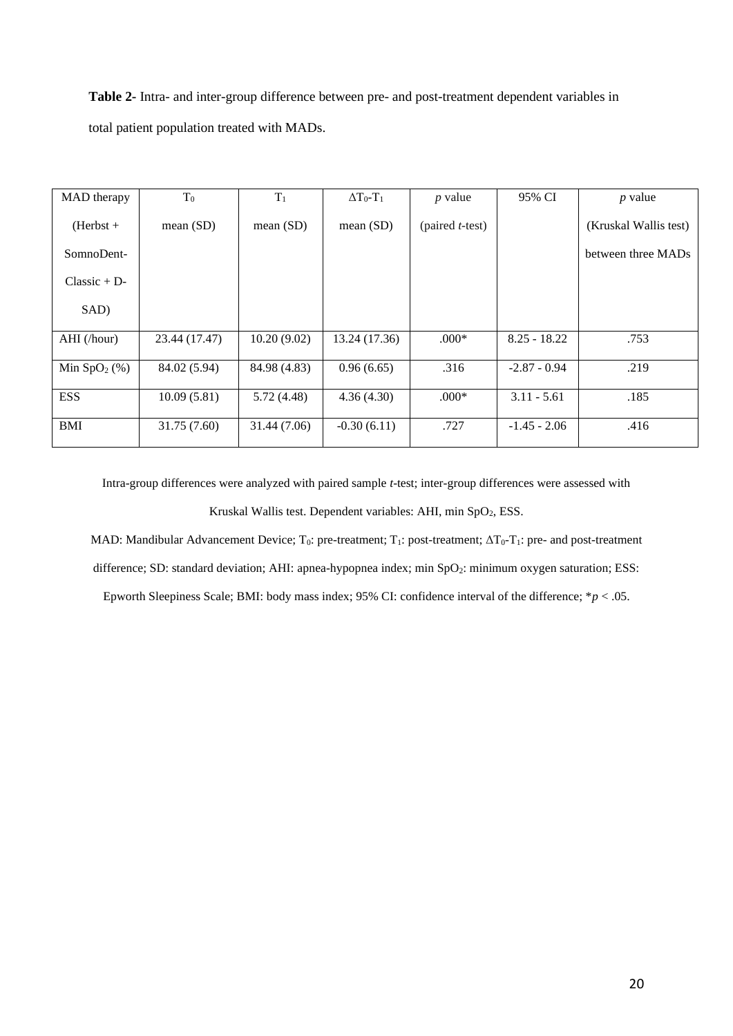**Table 2**- Intra- and inter-group difference between pre- and post-treatment dependent variables in total patient population treated with MADs.

| MAD therapy (Herbst + SomnoDent-Classic + D-SAD) | $T_0$ mean (SD) | $T_1$ mean (SD) | $\Delta T_0$-$T_1$ mean (SD) | *p* value (paired *t*-test) | 95% CI | *p* value (Kruskal Wallis test) between three MADs |
|---|---|---|---|---|---|---|
| AHI (/hour) | 23.44 (17.47) | 10.20 (9.02) | 13.24 (17.36) | .000* | 8.25 - 18.22 | .753 |
| Min $SpO_2$ (%) | 84.02 (5.94) | 84.98 (4.83) | 0.96 (6.65) | .316 | -2.87 - 0.94 | .219 |
| ESS | 10.09 (5.81) | 5.72 (4.48) | 4.36 (4.30) | .000* | 3.11 - 5.61 | .185 |
| BMI | 31.75 (7.60) | 31.44 (7.06) | -0.30 (6.11) | .727 | -1.45 - 2.06 | .416 |

Intra-group differences were analyzed with paired sample *t*-test; inter-group differences were assessed with Kruskal Wallis test. Dependent variables: AHI, min $SpO_2$, ESS.

MAD: Mandibular Advancement Device; $T_0$: pre-treatment; $T_1$: post-treatment; $\Delta T_0$-$T_1$: pre- and post-treatment difference; SD: standard deviation; AHI: apnea-hypopnea index; min $SpO_2$: minimum oxygen saturation; ESS: Epworth Sleepiness Scale; BMI: body mass index; 95% CI: confidence interval of the difference; *$p < .05$.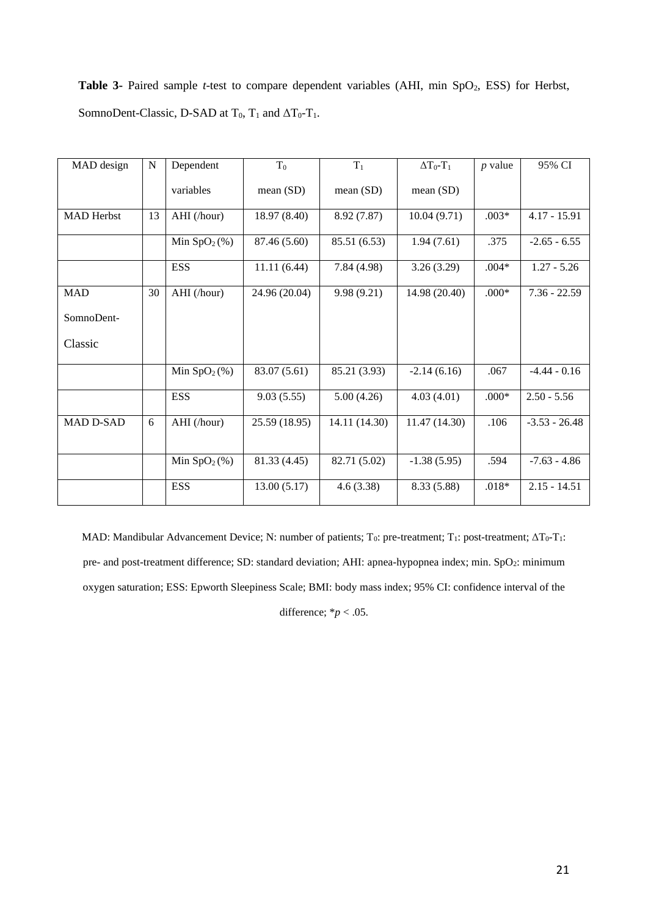**Table 3**- Paired sample *t*-test to compare dependent variables (AHI, min $SpO_2$, ESS) for Herbst, SomnoDent-Classic, D-SAD at $T_0$, $T_1$ and $\Delta T_0$-$T_1$.

| MAD design | N | Dependent variables | $T_0$ mean (SD) | $T_1$ mean (SD) | $\Delta T_0$-$T_1$ mean (SD) | *p* value | 95% CI |
|---|---|---|---|---|---|---|---|
| MAD Herbst | 13 | AHI (/hour) | 18.97 (8.40) | 8.92 (7.87) | 10.04 (9.71) | .003* | 4.17 - 15.91 |
| | | Min $SpO_2$ (%) | 87.46 (5.60) | 85.51 (6.53) | 1.94 (7.61) | .375 | -2.65 - 6.55 |
| | | ESS | 11.11 (6.44) | 7.84 (4.98) | 3.26 (3.29) | .004* | 1.27 - 5.26 |
| MAD SomnoDent-Classic | 30 | AHI (/hour) | 24.96 (20.04) | 9.98 (9.21) | 14.98 (20.40) | .000* | 7.36 - 22.59 |
| | | Min $SpO_2$ (%) | 83.07 (5.61) | 85.21 (3.93) | -2.14 (6.16) | .067 | -4.44 - 0.16 |
| | | ESS | 9.03 (5.55) | 5.00 (4.26) | 4.03 (4.01) | .000* | 2.50 - 5.56 |
| MAD D-SAD | 6 | AHI (/hour) | 25.59 (18.95) | 14.11 (14.30) | 11.47 (14.30) | .106 | -3.53 - 26.48 |
| | | Min $SpO_2$ (%) | 81.33 (4.45) | 82.71 (5.02) | -1.38 (5.95) | .594 | -7.63 - 4.86 |
| | | ESS | 13.00 (5.17) | 4.6 (3.38) | 8.33 (5.88) | .018* | 2.15 - 14.51 |

MAD: Mandibular Advancement Device; N: number of patients; $T_0$: pre-treatment; $T_1$: post-treatment; $\Delta T_0$-$T_1$: pre- and post-treatment difference; SD: standard deviation; AHI: apnea-hypopnea index; min. $SpO_2$: minimum oxygen saturation; ESS: Epworth Sleepiness Scale; BMI: body mass index; 95% CI: confidence interval of the difference; *$p < .05$.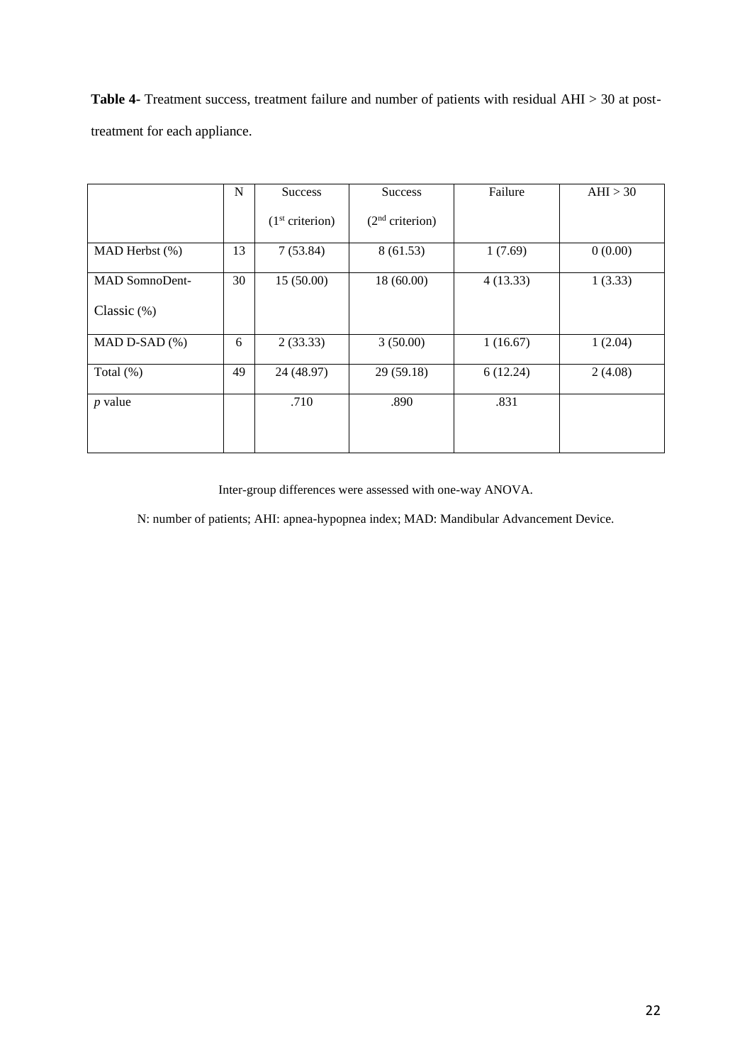**Table 4**- Treatment success, treatment failure and number of patients with residual AHI > 30 at post-treatment for each appliance.

| | N | Success (1st criterion) | Success (2nd criterion) | Failure | AHI > 30 |
|---|---|---|---|---|---|
| MAD Herbst (%) | 13 | 7 (53.84) | 8 (61.53) | 1 (7.69) | 0 (0.00) |
| MAD SomnoDent-Classic (%) | 30 | 15 (50.00) | 18 (60.00) | 4 (13.33) | 1 (3.33) |
| MAD D-SAD (%) | 6 | 2 (33.33) | 3 (50.00) | 1 (16.67) | 1 (2.04) |
| Total (%) | 49 | 24 (48.97) | 29 (59.18) | 6 (12.24) | 2 (4.08) |
| *p* value | | .710 | .890 | .831 | |

Inter-group differences were assessed with one-way ANOVA.

N: number of patients; AHI: apnea-hypopnea index; MAD: Mandibular Advancement Device.